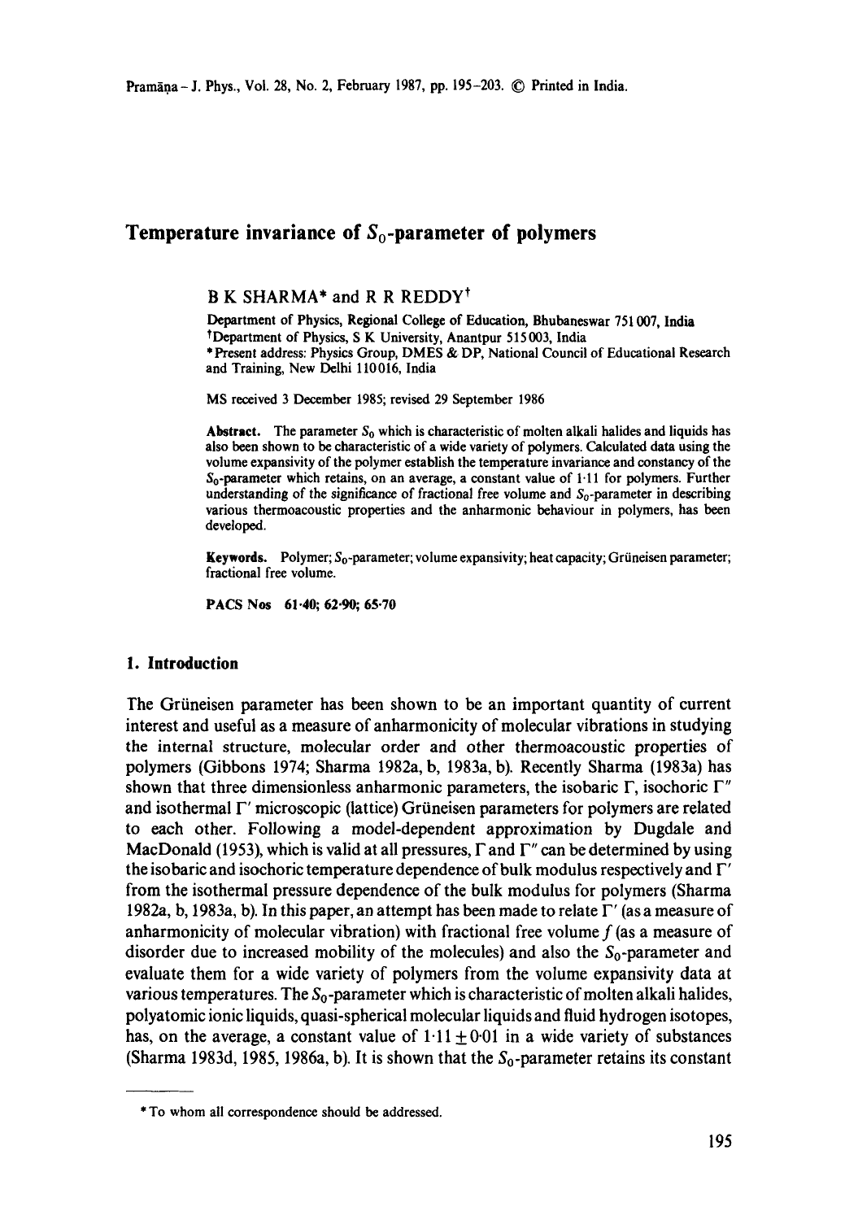# Temperature invariance of $S_0$-parameter of polymers

B K SHARMA* and R R REDDY[†]

Department of Physics, Regional College of Education, Bhubaneswar 751 007, India
[†]Department of Physics, S K University, Anantpur 515 003, India
*Present address: Physics Group, DMES & DP, National Council of Educational Research and Training, New Delhi 110016, India

MS received 3 December 1985; revised 29 September 1986

**Abstract.** The parameter $S_0$ which is characteristic of molten alkali halides and liquids has also been shown to be characteristic of a wide variety of polymers. Calculated data using the volume expansivity of the polymer establish the temperature invariance and constancy of the $S_0$-parameter which retains, on an average, a constant value of 1·11 for polymers. Further understanding of the significance of fractional free volume and $S_0$-parameter in describing various thermoacoustic properties and the anharmonic behaviour in polymers, has been developed.

**Keywords.** Polymer; $S_0$-parameter; volume expansivity; heat capacity; Grüneisen parameter; fractional free volume.

**PACS Nos** 61·40; 62·90; 65·70

## 1. Introduction

The Grüneisen parameter has been shown to be an important quantity of current interest and useful as a measure of anharmonicity of molecular vibrations in studying the internal structure, molecular order and other thermoacoustic properties of polymers (Gibbons 1974; Sharma 1982a, b, 1983a, b). Recently Sharma (1983a) has shown that three dimensionless anharmonic parameters, the isobaric $\Gamma$, isochoric $\Gamma''$ and isothermal $\Gamma'$ microscopic (lattice) Grüneisen parameters for polymers are related to each other. Following a model-dependent approximation by Dugdale and MacDonald (1953), which is valid at all pressures, $\Gamma$ and $\Gamma''$ can be determined by using the isobaric and isochoric temperature dependence of bulk modulus respectively and $\Gamma'$ from the isothermal pressure dependence of the bulk modulus for polymers (Sharma 1982a, b, 1983a, b). In this paper, an attempt has been made to relate $\Gamma'$ (as a measure of anharmonicity of molecular vibration) with fractional free volume $f$ (as a measure of disorder due to increased mobility of the molecules) and also the $S_0$-parameter and evaluate them for a wide variety of polymers from the volume expansivity data at various temperatures. The $S_0$-parameter which is characteristic of molten alkali halides, polyatomic ionic liquids, quasi-spherical molecular liquids and fluid hydrogen isotopes, has, on the average, a constant value of $1{\cdot}11 \pm 0{\cdot}01$ in a wide variety of substances (Sharma 1983d, 1985, 1986a, b). It is shown that the $S_0$-parameter retains its constant

* To whom all correspondence should be addressed.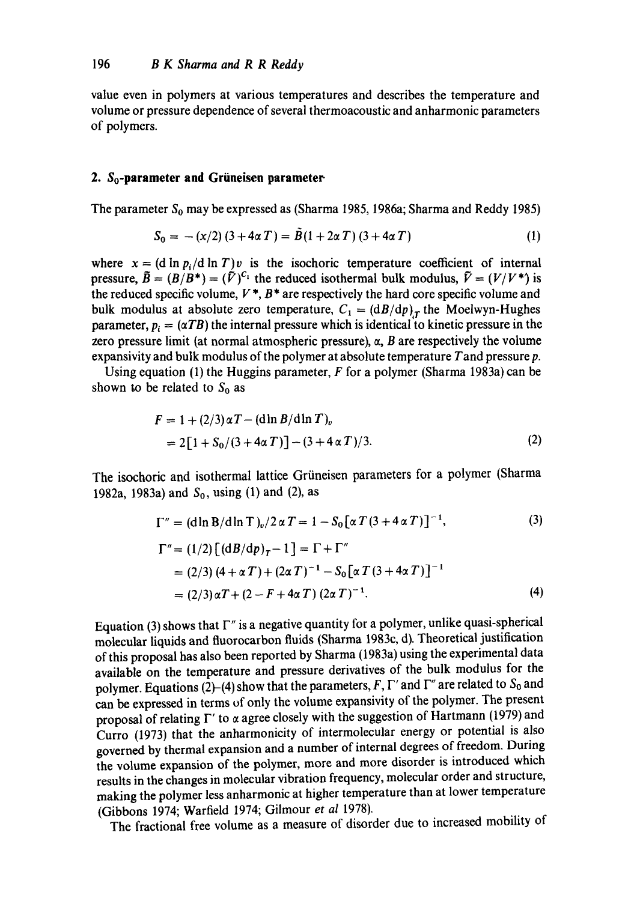value even in polymers at various temperatures and describes the temperature and volume or pressure dependence of several thermoacoustic and anharmonic parameters of polymers.

## 2. $S_0$-parameter and Grüneisen parameter

The parameter $S_0$ may be expressed as (Sharma 1985, 1986a; Sharma and Reddy 1985)

$$S_0 = -(x/2)(3+4\alpha T) = \tilde{B}(1+2\alpha T)(3+4\alpha T) \tag{1}$$

where $x = (\mathrm{d}\ln p_i/\mathrm{d}\ln T)v$ is the isochoric temperature coefficient of internal pressure, $\tilde{B} = (B/B^*) = (\tilde{V})^{C_1}$ the reduced isothermal bulk modulus, $\tilde{V} = (V/V^*)$ is the reduced specific volume, $V^*$, $B^*$ are respectively the hard core specific volume and bulk modulus at absolute zero temperature, $C_1 = (\mathrm{d}B/\mathrm{d}p)_T$ the Moelwyn-Hughes parameter, $p_i = (\alpha TB)$ the internal pressure which is identical to kinetic pressure in the zero pressure limit (at normal atmospheric pressure), $\alpha$, $B$ are respectively the volume expansivity and bulk modulus of the polymer at absolute temperature $T$ and pressure $p$.

Using equation (1) the Huggins parameter, $F$ for a polymer (Sharma 1983a) can be shown to be related to $S_0$ as

$$\begin{aligned} F &= 1 + (2/3)\alpha T - (\mathrm{d}\ln B/\mathrm{d}\ln T)_v \\ &= 2[1 + S_0/(3+4\alpha T)] - (3+4\alpha T)/3. \end{aligned} \tag{2}$$

The isochoric and isothermal lattice Grüneisen parameters for a polymer (Sharma 1982a, 1983a) and $S_0$, using (1) and (2), as

$$\Gamma'' = (\mathrm{d}\ln B/\mathrm{d}\ln T)_v/2\alpha T = 1 - S_0[\alpha T(3+4\alpha T)]^{-1}, \tag{3}$$

$$\begin{aligned} \Gamma'' &= (1/2)[(\mathrm{d}B/\mathrm{d}p)_T - 1] = \Gamma + \Gamma'' \\ &= (2/3)(4+\alpha T) + (2\alpha T)^{-1} - S_0[\alpha T(3+4\alpha T)]^{-1} \\ &= (2/3)\alpha T + (2 - F + 4\alpha T)(2\alpha T)^{-1}. \end{aligned} \tag{4}$$

Equation (3) shows that $\Gamma''$ is a negative quantity for a polymer, unlike quasi-spherical molecular liquids and fluorocarbon fluids (Sharma 1983c, d). Theoretical justification of this proposal has also been reported by Sharma (1983a) using the experimental data available on the temperature and pressure derivatives of the bulk modulus for the polymer. Equations (2)–(4) show that the parameters, $F$, $\Gamma'$ and $\Gamma''$ are related to $S_0$ and can be expressed in terms of only the volume expansivity of the polymer. The present proposal of relating $\Gamma'$ to $\alpha$ agree closely with the suggestion of Hartmann (1979) and Curro (1973) that the anharmonicity of intermolecular energy or potential is also governed by thermal expansion and a number of internal degrees of freedom. During the volume expansion of the polymer, more and more disorder is introduced which results in the changes in molecular vibration frequency, molecular order and structure, making the polymer less anharmonic at higher temperature than at lower temperature (Gibbons 1974; Warfield 1974; Gilmour *et al* 1978).

The fractional free volume as a measure of disorder due to increased mobility of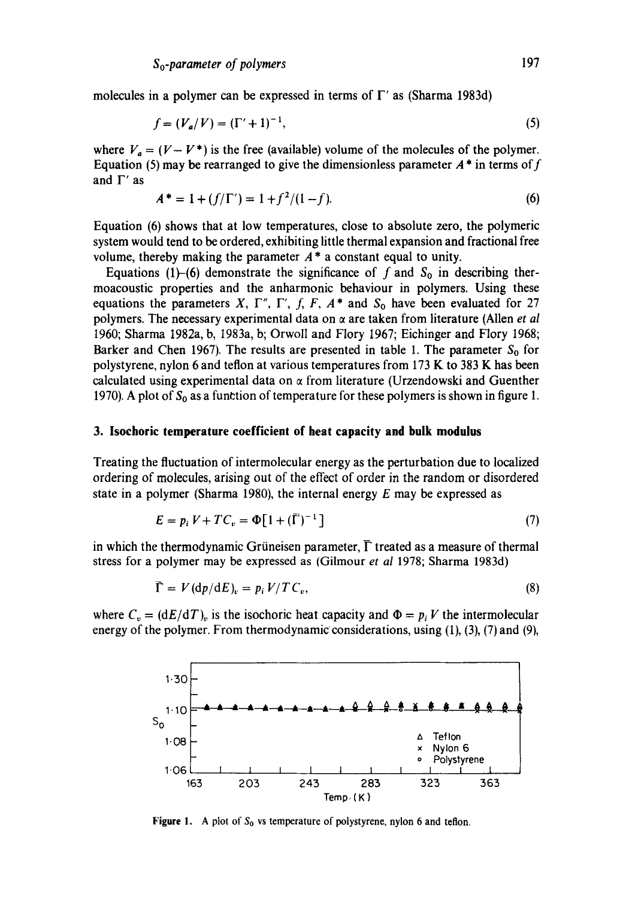molecules in a polymer can be expressed in terms of $\Gamma'$ as (Sharma 1983d)

$$f = (V_a/V) = (\Gamma' + 1)^{-1}, \tag{5}$$

where $V_a = (V - V^*)$ is the free (available) volume of the molecules of the polymer. Equation (5) may be rearranged to give the dimensionless parameter $A^*$ in terms of $f$ and $\Gamma'$ as

$$A^* = 1 + (f/\Gamma') = 1 + f^2/(1-f). \tag{6}$$

Equation (6) shows that at low temperatures, close to absolute zero, the polymeric system would tend to be ordered, exhibiting little thermal expansion and fractional free volume, thereby making the parameter $A^*$ a constant equal to unity.

Equations (1)–(6) demonstrate the significance of $f$ and $S_0$ in describing thermoacoustic properties and the anharmonic behaviour in polymers. Using these equations the parameters $X$, $\Gamma''$, $\Gamma'$, $f$, $F$, $A^*$ and $S_0$ have been evaluated for 27 polymers. The necessary experimental data on $\alpha$ are taken from literature (Allen *et al* 1960; Sharma 1982a, b, 1983a, b; Orwoll and Flory 1967; Eichinger and Flory 1968; Barker and Chen 1967). The results are presented in table 1. The parameter $S_0$ for polystyrene, nylon 6 and teflon at various temperatures from 173 K to 383 K has been calculated using experimental data on $\alpha$ from literature (Urzendowski and Guenther 1970). A plot of $S_0$ as a function of temperature for these polymers is shown in figure 1.

## 3. Isochoric temperature coefficient of heat capacity and bulk modulus

Treating the fluctuation of intermolecular energy as the perturbation due to localized ordering of molecules, arising out of the effect of order in the random or disordered state in a polymer (Sharma 1980), the internal energy $E$ may be expressed as

$$E = p_i V + T C_v = \Phi[1 + (\bar{\Gamma})^{-1}] \tag{7}$$

in which the thermodynamic Grüneisen parameter, $\bar{\Gamma}$ treated as a measure of thermal stress for a polymer may be expressed as (Gilmour *et al* 1978; Sharma 1983d)

$$\bar{\Gamma} = V(\mathrm{d}p/\mathrm{d}E)_v = p_i V/T C_v, \tag{8}$$

where $C_v = (\mathrm{d}E/\mathrm{d}T)_v$ is the isochoric heat capacity and $\Phi = p_i V$ the intermolecular energy of the polymer. From thermodynamic considerations, using (1), (3), (7) and (9),

1·30
1·10
$S_0$
1·08
1·06
163 203 243 283 323 363
Temp. (K)
Δ Teflon
× Nylon 6
∘ Polystyrene

**Figure 1.** A plot of $S_0$ vs temperature of polystyrene, nylon 6 and teflon.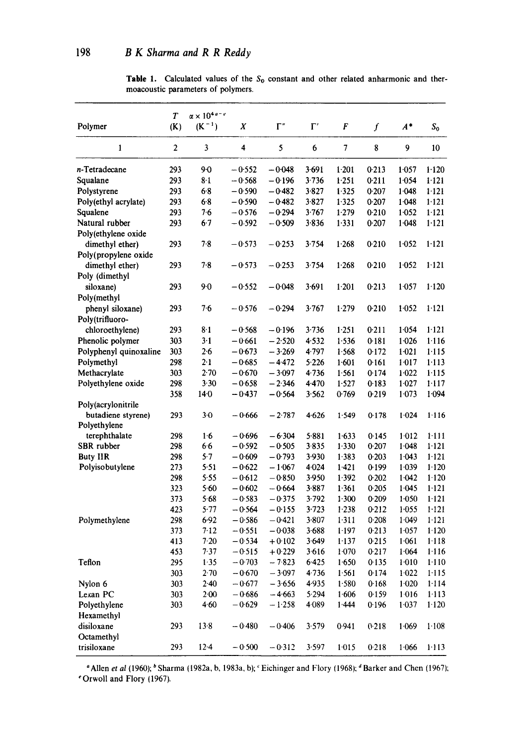**Table 1.** Calculated values of the $S_0$ constant and other related anharmonic and thermoacoustic parameters of polymers.

| Polymer | $T$ (K) | $\alpha \times 10^{4\,a-e}$ ($K^{-1}$) | $X$ | $\Gamma''$ | $\Gamma'$ | $F$ | $f$ | $A^*$ | $S_0$ |
|---|---|---|---|---|---|---|---|---|---|
| 1 | 2 | 3 | 4 | 5 | 6 | 7 | 8 | 9 | 10 |
| *n*-Tetradecane | 293 | 9·0 | −0·552 | −0·048 | 3·691 | 1·201 | 0·213 | 1·057 | 1·120 |
| Squalane | 293 | 8·1 | −0·568 | −0·196 | 3·736 | 1·251 | 0·211 | 1·054 | 1·121 |
| Polystyrene | 293 | 6·8 | −0·590 | −0·482 | 3·827 | 1·325 | 0·207 | 1·048 | 1·121 |
| Poly(ethyl acrylate) | 293 | 6·8 | −0·590 | −0·482 | 3·827 | 1·325 | 0·207 | 1·048 | 1·121 |
| Squalene | 293 | 7·6 | −0·576 | −0·294 | 3·767 | 1·279 | 0·210 | 1·052 | 1·121 |
| Natural rubber | 293 | 6·7 | −0·592 | −0·509 | 3·836 | 1·331 | 0·207 | 1·048 | 1·121 |
| Poly(ethylene oxide dimethyl ether) | 293 | 7·8 | −0·573 | −0·253 | 3·754 | 1·268 | 0·210 | 1·052 | 1·121 |
| Poly(propylene oxide dimethyl ether) | 293 | 7·8 | −0·573 | −0·253 | 3·754 | 1·268 | 0·210 | 1·052 | 1·121 |
| Poly (dimethyl siloxane) | 293 | 9·0 | −0·552 | −0·048 | 3·691 | 1·201 | 0·213 | 1·057 | 1·120 |
| Poly(methyl phenyl siloxane) | 293 | 7·6 | −0·576 | −0·294 | 3·767 | 1·279 | 0·210 | 1·052 | 1·121 |
| Poly(trifluoro-chloroethylene) | 293 | 8·1 | −0·568 | −0·196 | 3·736 | 1·251 | 0·211 | 1·054 | 1·121 |
| Phenolic polymer | 303 | 3·1 | −0·661 | −2·520 | 4·532 | 1·536 | 0·181 | 1·026 | 1·116 |
| Polyphenyl quinoxaline | 303 | 2·6 | −0·673 | −3·269 | 4·797 | 1·568 | 0·172 | 1·021 | 1·115 |
| Polymethyl | 298 | 2·1 | −0·685 | −4·472 | 5·226 | 1·601 | 0·161 | 1·017 | 1·113 |
| Methacrylate | 303 | 2·70 | −0·670 | −3·097 | 4·736 | 1·561 | 0·174 | 1·022 | 1·115 |
| Polyethylene oxide | 298 | 3·30 | −0·658 | −2·346 | 4·470 | 1·527 | 0·183 | 1·027 | 1·117 |
| | 358 | 14·0 | −0·437 | −0·564 | 3·562 | 0·769 | 0·219 | 1·073 | 1·094 |
| Poly(acrylonitrile butadiene styrene) | 293 | 3·0 | −0·666 | −2·787 | 4·626 | 1·549 | 0·178 | 1·024 | 1·116 |
| Polyethylene terephthalate | 298 | 1·6 | −0·696 | −6·304 | 5·881 | 1·633 | 0·145 | 1·012 | 1·111 |
| SBR rubber | 298 | 6·6 | −0·592 | −0·505 | 3·835 | 1·330 | 0·207 | 1·048 | 1·121 |
| Buty IIR | 298 | 5·7 | −0·609 | −0·793 | 3·930 | 1·383 | 0·203 | 1·043 | 1·121 |
| Polyisobutylene | 273 | 5·51 | −0·622 | −1·067 | 4·024 | 1·421 | 0·199 | 1·039 | 1·120 |
| | 298 | 5·55 | −0·612 | −0·850 | 3·950 | 1·392 | 0·202 | 1·042 | 1·120 |
| | 323 | 5·60 | −0·602 | −0·664 | 3·887 | 1·361 | 0·205 | 1·045 | 1·121 |
| | 373 | 5·68 | −0·583 | −0·375 | 3·792 | 1·300 | 0·209 | 1·050 | 1·121 |
| | 423 | 5·77 | −0·564 | −0·155 | 3·723 | 1·238 | 0·212 | 1·055 | 1·121 |
| Polymethylene | 298 | 6·92 | −0·586 | −0·421 | 3·807 | 1·311 | 0·208 | 1·049 | 1·121 |
| | 373 | 7·12 | −0·551 | −0·038 | 3·688 | 1·197 | 0·213 | 1·057 | 1·120 |
| | 413 | 7·20 | −0·534 | +0·102 | 3·649 | 1·137 | 0·215 | 1·061 | 1·118 |
| | 453 | 7·37 | −0·515 | +0·229 | 3·616 | 1·070 | 0·217 | 1·064 | 1·116 |
| Teflon | 295 | 1·35 | −0·703 | −7·823 | 6·425 | 1·650 | 0·135 | 1·010 | 1·110 |
| | 303 | 2·70 | −0·670 | −3·097 | 4·736 | 1·561 | 0·174 | 1·022 | 1·115 |
| Nylon 6 | 303 | 2·40 | −0·677 | −3·656 | 4·935 | 1·580 | 0·168 | 1·020 | 1·114 |
| Lexan PC | 303 | 2·00 | −0·686 | −4·663 | 5·294 | 1·606 | 0·159 | 1·016 | 1·113 |
| Polyethylene | 303 | 4·60 | −0·629 | −1·258 | 4·089 | 1·444 | 0·196 | 1·037 | 1·120 |
| Hexamethyl disiloxane | 293 | 13·8 | −0·480 | −0·406 | 3·579 | 0·941 | 0·218 | 1·069 | 1·108 |
| Octamethyl trisiloxane | 293 | 12·4 | −0·500 | −0·312 | 3·597 | 1·015 | 0·218 | 1·066 | 1·113 |

[a] Allen *et al* (1960); [b] Sharma (1982a, b, 1983a, b); [c] Eichinger and Flory (1968); [d] Barker and Chen (1967); [e] Orwoll and Flory (1967).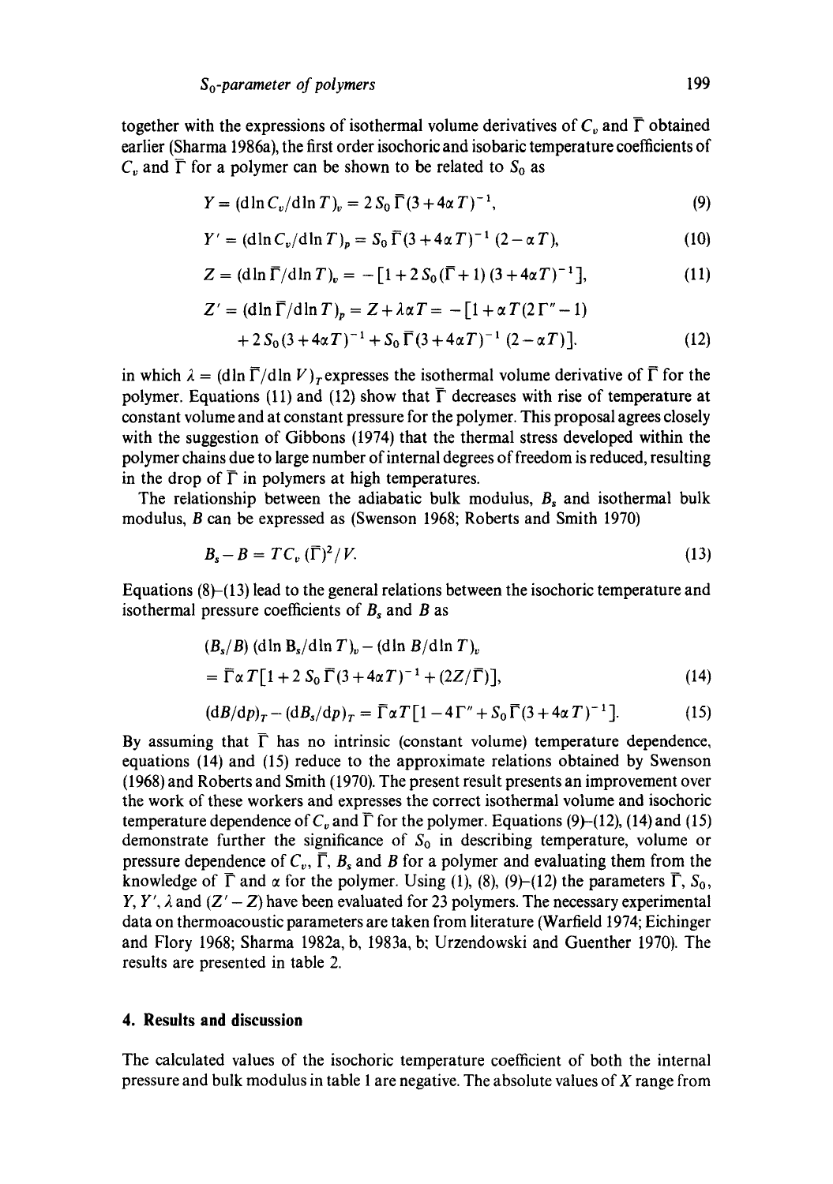together with the expressions of isothermal volume derivatives of $C_v$ and $\bar{\Gamma}$ obtained earlier (Sharma 1986a), the first order isochoric and isobaric temperature coefficients of $C_v$ and $\bar{\Gamma}$ for a polymer can be shown to be related to $S_0$ as

$$Y = (\mathrm{d}\ln C_v/\mathrm{d}\ln T)_v = 2\,S_0\,\bar{\Gamma}(3+4\alpha T)^{-1}, \tag{9}$$

$$Y' = (\mathrm{d}\ln C_v/\mathrm{d}\ln T)_p = S_0\,\bar{\Gamma}(3+4\alpha T)^{-1}(2-\alpha T), \tag{10}$$

$$Z = (\mathrm{d}\ln \bar{\Gamma}/\mathrm{d}\ln T)_v = -\left[1+2\,S_0(\bar{\Gamma}+1)(3+4\alpha T)^{-1}\right], \tag{11}$$

$$Z' = (\mathrm{d}\ln \bar{\Gamma}/\mathrm{d}\ln T)_p = Z + \lambda\alpha T = -\left[1+\alpha T(2\Gamma''-1) + 2\,S_0(3+4\alpha T)^{-1} + S_0\,\bar{\Gamma}(3+4\alpha T)^{-1}(2-\alpha T)\right]. \tag{12}$$

in which $\lambda = (\mathrm{d}\ln \bar{\Gamma}/\mathrm{d}\ln V)_T$ expresses the isothermal volume derivative of $\bar{\Gamma}$ for the polymer. Equations (11) and (12) show that $\bar{\Gamma}$ decreases with rise of temperature at constant volume and at constant pressure for the polymer. This proposal agrees closely with the suggestion of Gibbons (1974) that the thermal stress developed within the polymer chains due to large number of internal degrees of freedom is reduced, resulting in the drop of $\bar{\Gamma}$ in polymers at high temperatures.

The relationship between the adiabatic bulk modulus, $B_s$ and isothermal bulk modulus, $B$ can be expressed as (Swenson 1968; Roberts and Smith 1970)

$$B_s - B = T C_v (\bar{\Gamma})^2 / V. \tag{13}$$

Equations (8)–(13) lead to the general relations between the isochoric temperature and isothermal pressure coefficients of $B_s$ and $B$ as

$$(B_s/B)(\mathrm{d}\ln B_s/\mathrm{d}\ln T)_v - (\mathrm{d}\ln B/\mathrm{d}\ln T)_v = \bar{\Gamma}\alpha T\left[1+2\,S_0\,\bar{\Gamma}(3+4\alpha T)^{-1} + (2Z/\bar{\Gamma})\right], \tag{14}$$

$$(\mathrm{d}B/\mathrm{d}p)_T - (\mathrm{d}B_s/\mathrm{d}p)_T = \bar{\Gamma}\alpha T\left[1-4\Gamma'' + S_0\,\bar{\Gamma}(3+4\alpha T)^{-1}\right]. \tag{15}$$

By assuming that $\bar{\Gamma}$ has no intrinsic (constant volume) temperature dependence, equations (14) and (15) reduce to the approximate relations obtained by Swenson (1968) and Roberts and Smith (1970). The present result presents an improvement over the work of these workers and expresses the correct isothermal volume and isochoric temperature dependence of $C_v$ and $\bar{\Gamma}$ for the polymer. Equations (9)–(12), (14) and (15) demonstrate further the significance of $S_0$ in describing temperature, volume or pressure dependence of $C_v$, $\bar{\Gamma}$, $B_s$ and $B$ for a polymer and evaluating them from the knowledge of $\bar{\Gamma}$ and $\alpha$ for the polymer. Using (1), (8), (9)–(12) the parameters $\bar{\Gamma}$, $S_0$, $Y$, $Y'$, $\lambda$ and $(Z'-Z)$ have been evaluated for 23 polymers. The necessary experimental data on thermoacoustic parameters are taken from literature (Warfield 1974; Eichinger and Flory 1968; Sharma 1982a, b, 1983a, b; Urzendowski and Guenther 1970). The results are presented in table 2.

## 4. Results and discussion

The calculated values of the isochoric temperature coefficient of both the internal pressure and bulk modulus in table 1 are negative. The absolute values of $X$ range from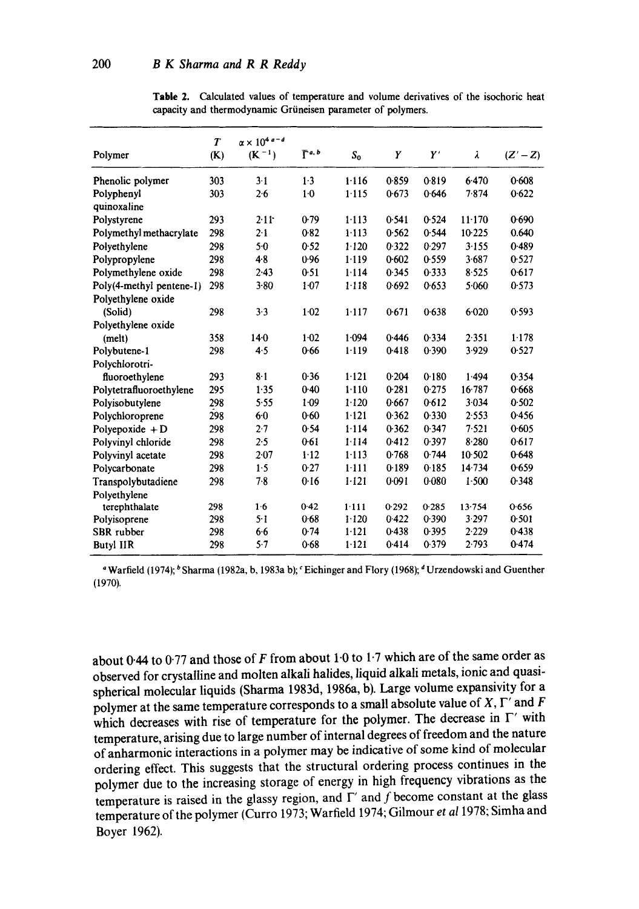**Table 2.** Calculated values of temperature and volume derivatives of the isochoric heat capacity and thermodynamic Grüneisen parameter of polymers.

| Polymer | $T$ (K) | $\alpha \times 10^{4\,a-d}$ ($K^{-1}$) | $\bar{\Gamma}^{a,b}$ | $S_0$ | $Y$ | $Y'$ | $\lambda$ | $(Z' - Z)$ |
|---|---|---|---|---|---|---|---|---|
| Phenolic polymer | 303 | 3·1 | 1·3 | 1·116 | 0·859 | 0·819 | 6·470 | 0·608 |
| Polyphenyl quinoxaline | 303 | 2·6 | 1·0 | 1·115 | 0·673 | 0·646 | 7·874 | 0·622 |
| Polystyrene | 293 | 2·11 | 0·79 | 1·113 | 0·541 | 0·524 | 11·170 | 0·690 |
| Polymethyl methacrylate | 298 | 2·1 | 0·82 | 1·113 | 0·562 | 0·544 | 10·225 | 0.640 |
| Polyethylene | 298 | 5·0 | 0·52 | 1·120 | 0·322 | 0·297 | 3·155 | 0·489 |
| Polypropylene | 298 | 4·8 | 0·96 | 1·119 | 0·602 | 0·559 | 3·687 | 0·527 |
| Polymethylene oxide | 298 | 2·43 | 0·51 | 1·114 | 0·345 | 0·333 | 8·525 | 0·617 |
| Poly(4-methyl pentene-1) | 298 | 3·80 | 1·07 | 1·118 | 0·692 | 0·653 | 5·060 | 0·573 |
| Polyethylene oxide (Solid) | 298 | 3·3 | 1·02 | 1·117 | 0·671 | 0·638 | 6·020 | 0·593 |
| Polyethylene oxide (melt) | 358 | 14·0 | 1·02 | 1·094 | 0·446 | 0·334 | 2·351 | 1·178 |
| Polybutene-1 | 298 | 4·5 | 0·66 | 1·119 | 0·418 | 0·390 | 3·929 | 0·527 |
| Polychlorotri-fluoroethylene | 293 | 8·1 | 0·36 | 1·121 | 0·204 | 0·180 | 1·494 | 0·354 |
| Polytetrafluoroethylene | 295 | 1·35 | 0·40 | 1·110 | 0·281 | 0·275 | 16·787 | 0·668 |
| Polyisobutylene | 298 | 5·55 | 1·09 | 1·120 | 0·667 | 0·612 | 3·034 | 0·502 |
| Polychloroprene | 298 | 6·0 | 0·60 | 1·121 | 0·362 | 0·330 | 2·553 | 0·456 |
| Polyepoxide + D | 298 | 2·7 | 0·54 | 1·114 | 0·362 | 0·347 | 7·521 | 0·605 |
| Polyvinyl chloride | 298 | 2·5 | 0·61 | 1·114 | 0·412 | 0·397 | 8·280 | 0·617 |
| Polyvinyl acetate | 298 | 2·07 | 1·12 | 1·113 | 0·768 | 0·744 | 10·502 | 0·648 |
| Polycarbonate | 298 | 1·5 | 0·27 | 1·111 | 0·189 | 0·185 | 14·734 | 0·659 |
| Transpolybutadiene | 298 | 7·8 | 0·16 | 1·121 | 0·091 | 0·080 | 1·500 | 0·348 |
| Polyethylene terephthalate | 298 | 1·6 | 0·42 | 1·111 | 0·292 | 0·285 | 13·754 | 0·656 |
| Polyisoprene | 298 | 5·1 | 0·68 | 1·120 | 0·422 | 0·390 | 3·297 | 0·501 |
| SBR rubber | 298 | 6·6 | 0·74 | 1·121 | 0·438 | 0·395 | 2·229 | 0·438 |
| Butyl IIR | 298 | 5·7 | 0·68 | 1·121 | 0·414 | 0·379 | 2·793 | 0·474 |

[a] Warfield (1974); [b] Sharma (1982a, b, 1983a b); [c] Eichinger and Flory (1968); [d] Urzendowski and Guenther (1970).

about 0·44 to 0·77 and those of $F$ from about 1·0 to 1·7 which are of the same order as observed for crystalline and molten alkali halides, liquid alkali metals, ionic and quasi-spherical molecular liquids (Sharma 1983d, 1986a, b). Large volume expansivity for a polymer at the same temperature corresponds to a small absolute value of $X$, $\Gamma'$ and $F$ which decreases with rise of temperature for the polymer. The decrease in $\Gamma'$ with temperature, arising due to large number of internal degrees of freedom and the nature of anharmonic interactions in a polymer may be indicative of some kind of molecular ordering effect. This suggests that the structural ordering process continues in the polymer due to the increasing storage of energy in high frequency vibrations as the temperature is raised in the glassy region, and $\Gamma'$ and $f$ become constant at the glass temperature of the polymer (Curro 1973; Warfield 1974; Gilmour *et al* 1978; Simha and Boyer 1962).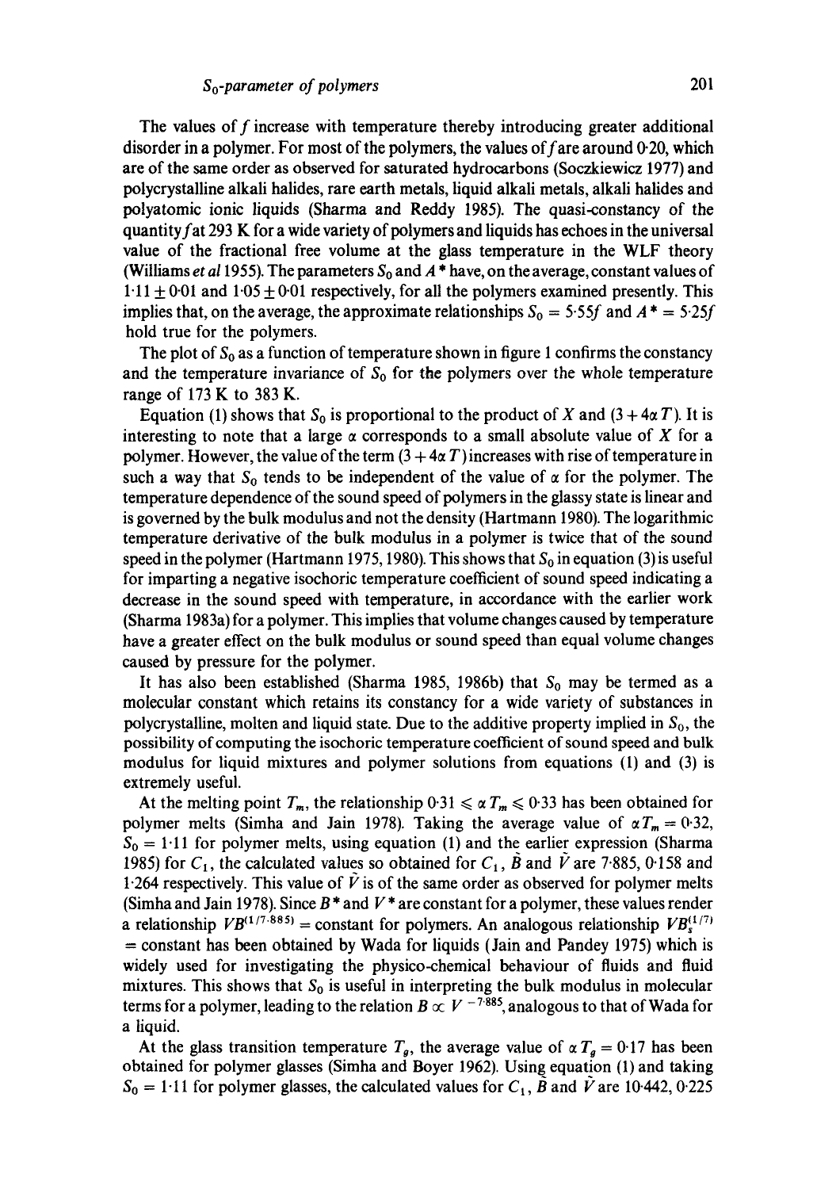The values of $f$ increase with temperature thereby introducing greater additional disorder in a polymer. For most of the polymers, the values of $f$ are around 0·20, which are of the same order as observed for saturated hydrocarbons (Soczkiewicz 1977) and polycrystalline alkali halides, rare earth metals, liquid alkali metals, alkali halides and polyatomic ionic liquids (Sharma and Reddy 1985). The quasi-constancy of the quantity $f$ at 293 K for a wide variety of polymers and liquids has echoes in the universal value of the fractional free volume at the glass temperature in the WLF theory (Williams *et al* 1955). The parameters $S_0$ and $A^*$ have, on the average, constant values of $1{\cdot}11 \pm 0{\cdot}01$ and $1{\cdot}05 \pm 0{\cdot}01$ respectively, for all the polymers examined presently. This implies that, on the average, the approximate relationships $S_0 = 5{\cdot}55f$ and $A^* = 5{\cdot}25f$ hold true for the polymers.

The plot of $S_0$ as a function of temperature shown in figure 1 confirms the constancy and the temperature invariance of $S_0$ for the polymers over the whole temperature range of 173 K to 383 K.

Equation (1) shows that $S_0$ is proportional to the product of $X$ and $(3 + 4\alpha T)$. It is interesting to note that a large $\alpha$ corresponds to a small absolute value of $X$ for a polymer. However, the value of the term $(3 + 4\alpha T)$ increases with rise of temperature in such a way that $S_0$ tends to be independent of the value of $\alpha$ for the polymer. The temperature dependence of the sound speed of polymers in the glassy state is linear and is governed by the bulk modulus and not the density (Hartmann 1980). The logarithmic temperature derivative of the bulk modulus in a polymer is twice that of the sound speed in the polymer (Hartmann 1975, 1980). This shows that $S_0$ in equation (3) is useful for imparting a negative isochoric temperature coefficient of sound speed indicating a decrease in the sound speed with temperature, in accordance with the earlier work (Sharma 1983a) for a polymer. This implies that volume changes caused by temperature have a greater effect on the bulk modulus or sound speed than equal volume changes caused by pressure for the polymer.

It has also been established (Sharma 1985, 1986b) that $S_0$ may be termed as a molecular constant which retains its constancy for a wide variety of substances in polycrystalline, molten and liquid state. Due to the additive property implied in $S_0$, the possibility of computing the isochoric temperature coefficient of sound speed and bulk modulus for liquid mixtures and polymer solutions from equations (1) and (3) is extremely useful.

At the melting point $T_m$, the relationship $0{\cdot}31 \leqslant \alpha T_m \leqslant 0{\cdot}33$ has been obtained for polymer melts (Simha and Jain 1978). Taking the average value of $\alpha T_m = 0{\cdot}32$, $S_0 = 1{\cdot}11$ for polymer melts, using equation (1) and the earlier expression (Sharma 1985) for $C_1$, the calculated values so obtained for $C_1$, $\tilde{B}$ and $\tilde{V}$ are 7·885, 0·158 and 1·264 respectively. This value of $\tilde{V}$ is of the same order as observed for polymer melts (Simha and Jain 1978). Since $B^*$ and $V^*$ are constant for a polymer, these values render a relationship $VB^{(1/7{\cdot}885)} = \text{constant}$ for polymers. An analogous relationship $VB_s^{(1/7)} = \text{constant}$ has been obtained by Wada for liquids (Jain and Pandey 1975) which is widely used for investigating the physico-chemical behaviour of fluids and fluid mixtures. This shows that $S_0$ is useful in interpreting the bulk modulus in molecular terms for a polymer, leading to the relation $B \propto V^{-7{\cdot}885}$, analogous to that of Wada for a liquid.

At the glass transition temperature $T_g$, the average value of $\alpha T_g = 0{\cdot}17$ has been obtained for polymer glasses (Simha and Boyer 1962). Using equation (1) and taking $S_0 = 1{\cdot}11$ for polymer glasses, the calculated values for $C_1$, $\tilde{B}$ and $\tilde{V}$ are 10·442, 0·225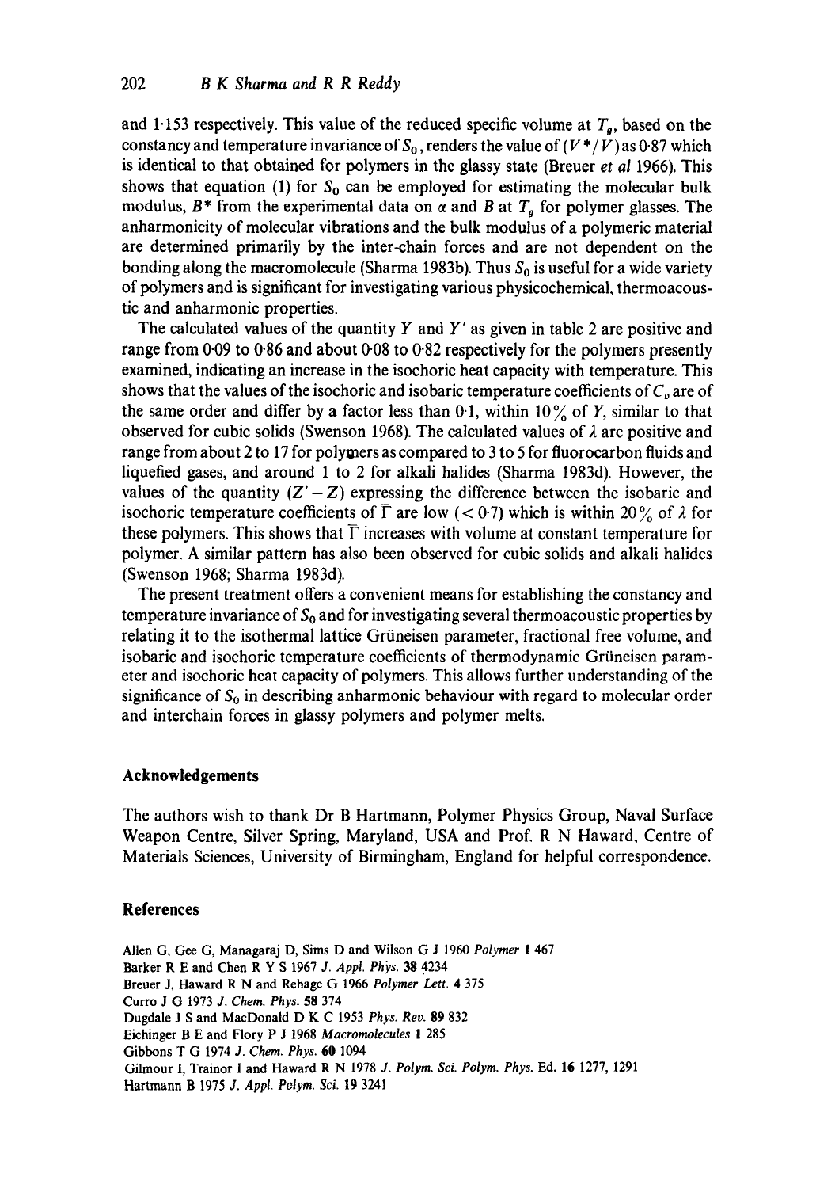and 1·153 respectively. This value of the reduced specific volume at $T_g$, based on the constancy and temperature invariance of $S_0$, renders the value of $(V^*/V)$ as 0·87 which is identical to that obtained for polymers in the glassy state (Breuer *et al* 1966). This shows that equation (1) for $S_0$ can be employed for estimating the molecular bulk modulus, $B^*$ from the experimental data on $\alpha$ and $B$ at $T_g$ for polymer glasses. The anharmonicity of molecular vibrations and the bulk modulus of a polymeric material are determined primarily by the inter-chain forces and are not dependent on the bonding along the macromolecule (Sharma 1983b). Thus $S_0$ is useful for a wide variety of polymers and is significant for investigating various physicochemical, thermoacoustic and anharmonic properties.

The calculated values of the quantity $Y$ and $Y'$ as given in table 2 are positive and range from 0·09 to 0·86 and about 0·08 to 0·82 respectively for the polymers presently examined, indicating an increase in the isochoric heat capacity with temperature. This shows that the values of the isochoric and isobaric temperature coefficients of $C_v$ are of the same order and differ by a factor less than 0·1, within 10% of $Y$, similar to that observed for cubic solids (Swenson 1968). The calculated values of $\lambda$ are positive and range from about 2 to 17 for polymers as compared to 3 to 5 for fluorocarbon fluids and liquefied gases, and around 1 to 2 for alkali halides (Sharma 1983d). However, the values of the quantity $(Z' - Z)$ expressing the difference between the isobaric and isochoric temperature coefficients of $\bar{\Gamma}$ are low ($< 0·7$) which is within 20% of $\lambda$ for these polymers. This shows that $\bar{\Gamma}$ increases with volume at constant temperature for polymer. A similar pattern has also been observed for cubic solids and alkali halides (Swenson 1968; Sharma 1983d).

The present treatment offers a convenient means for establishing the constancy and temperature invariance of $S_0$ and for investigating several thermoacoustic properties by relating it to the isothermal lattice Grüneisen parameter, fractional free volume, and isobaric and isochoric temperature coefficients of thermodynamic Grüneisen parameter and isochoric heat capacity of polymers. This allows further understanding of the significance of $S_0$ in describing anharmonic behaviour with regard to molecular order and interchain forces in glassy polymers and polymer melts.

## Acknowledgements

The authors wish to thank Dr B Hartmann, Polymer Physics Group, Naval Surface Weapon Centre, Silver Spring, Maryland, USA and Prof. R N Haward, Centre of Materials Sciences, University of Birmingham, England for helpful correspondence.

## References

Allen G, Gee G, Managaraj D, Sims D and Wilson G J 1960 *Polymer* **1** 467
Barker R E and Chen R Y S 1967 *J. Appl. Phys.* **38** 4234
Breuer J, Haward R N and Rehage G 1966 *Polymer Lett.* **4** 375
Curro J G 1973 *J. Chem. Phys.* **58** 374
Dugdale J S and MacDonald D K C 1953 *Phys. Rev.* **89** 832
Eichinger B E and Flory P J 1968 *Macromolecules* **1** 285
Gibbons T G 1974 *J. Chem. Phys.* **60** 1094
Gilmour I, Trainor I and Haward R N 1978 *J. Polym. Sci. Polym. Phys.* Ed. **16** 1277, 1291
Hartmann B 1975 *J. Appl. Polym. Sci.* **19** 3241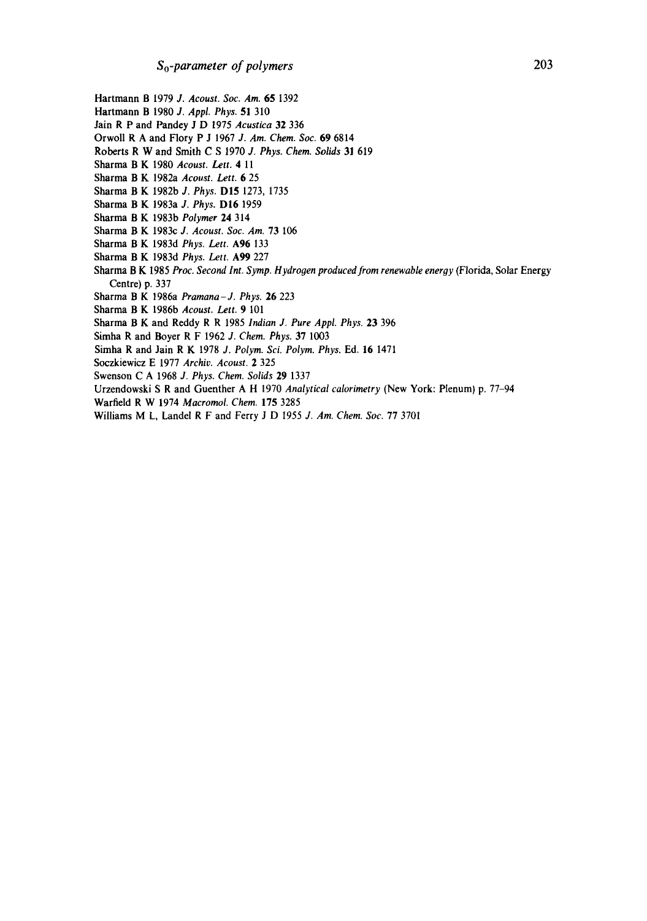Hartmann B 1979 *J. Acoust. Soc. Am.* **65** 1392

Hartmann B 1980 *J. Appl. Phys.* **51** 310

Jain R P and Pandey J D 1975 *Acustica* **32** 336

Orwoll R A and Flory P J 1967 *J. Am. Chem. Soc.* **69** 6814

Roberts R W and Smith C S 1970 *J. Phys. Chem. Solids* **31** 619

Sharma B K 1980 *Acoust. Lett.* **4** 11

Sharma B K 1982a *Acoust. Lett.* **6** 25

Sharma B K 1982b *J. Phys.* **D15** 1273, 1735

Sharma B K 1983a *J. Phys.* **D16** 1959

Sharma B K 1983b *Polymer* **24** 314

Sharma B K 1983c *J. Acoust. Soc. Am.* **73** 106

Sharma B K 1983d *Phys. Lett.* **A96** 133

Sharma B K 1983d *Phys. Lett.* **A99** 227

Sharma B K 1985 *Proc. Second Int. Symp. Hydrogen produced from renewable energy* (Florida, Solar Energy Centre) p. 337

Sharma B K 1986a *Pramana – J. Phys.* **26** 223

Sharma B K 1986b *Acoust. Lett.* **9** 101

Sharma B K and Reddy R R 1985 *Indian J. Pure Appl. Phys.* **23** 396

Simha R and Boyer R F 1962 *J. Chem. Phys.* **37** 1003

Simha R and Jain R K 1978 *J. Polym. Sci. Polym. Phys.* Ed. **16** 1471

Soczkiewicz E 1977 *Archiv. Acoust.* **2** 325

Swenson C A 1968 *J. Phys. Chem. Solids* **29** 1337

Urzendowski S R and Guenther A H 1970 *Analytical calorimetry* (New York: Plenum) p. 77–94

Warfield R W 1974 *Macromol. Chem.* **175** 3285

Williams M L, Landel R F and Ferry J D 1955 *J. Am. Chem. Soc.* **77** 3701